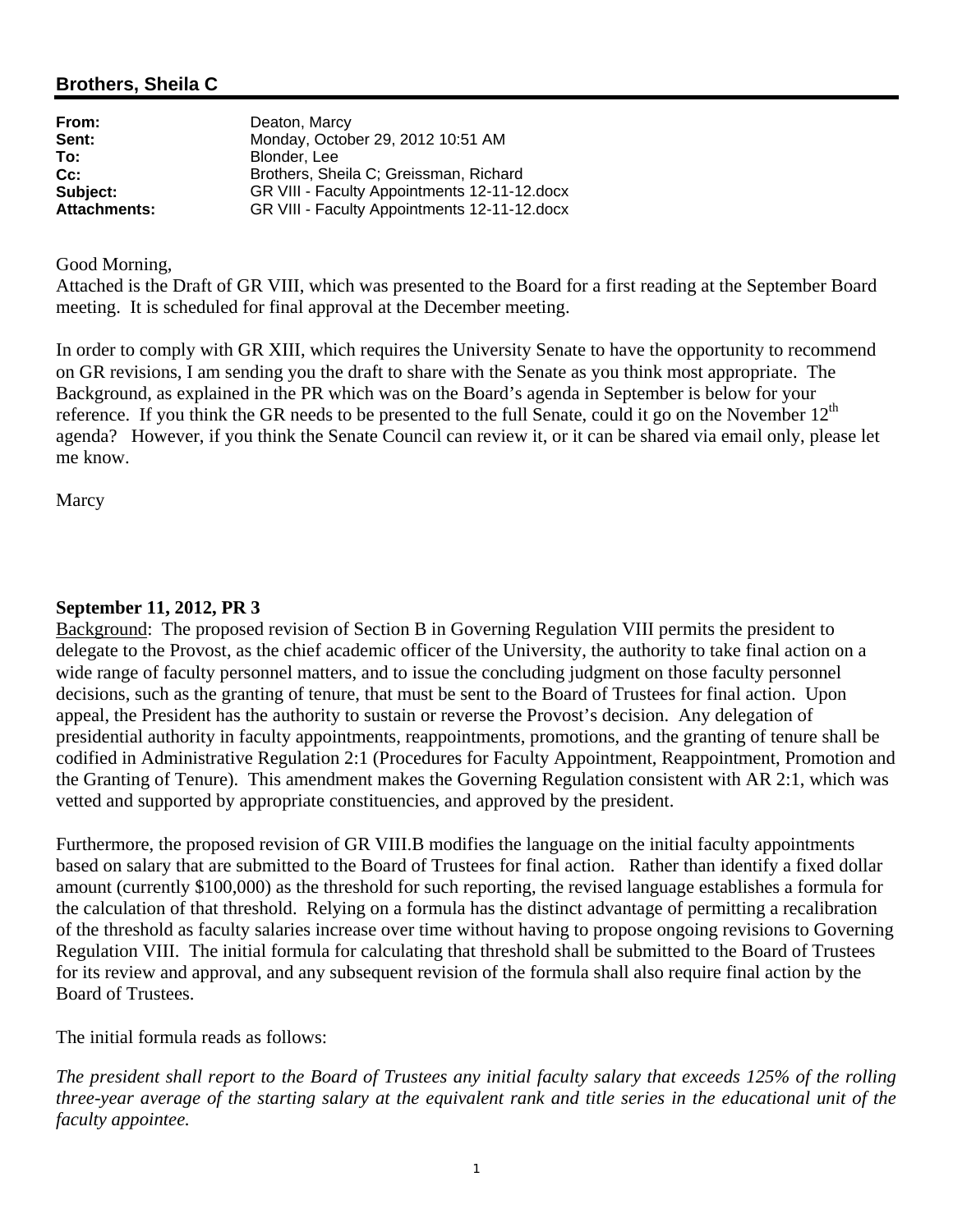## Brothers, Sheila C

| | |
|---|---|
| **From:** | Deaton, Marcy |
| **Sent:** | Monday, October 29, 2012 10:51 AM |
| **To:** | Blonder, Lee |
| **Cc:** | Brothers, Sheila C; Greissman, Richard |
| **Subject:** | GR VIII - Faculty Appointments 12-11-12.docx |
| **Attachments:** | GR VIII - Faculty Appointments 12-11-12.docx |

Good Morning,

Attached is the Draft of GR VIII, which was presented to the Board for a first reading at the September Board meeting. It is scheduled for final approval at the December meeting.

In order to comply with GR XIII, which requires the University Senate to have the opportunity to recommend on GR revisions, I am sending you the draft to share with the Senate as you think most appropriate. The Background, as explained in the PR which was on the Board's agenda in September is below for your reference. If you think the GR needs to be presented to the full Senate, could it go on the November 12th agenda? However, if you think the Senate Council can review it, or it can be shared via email only, please let me know.

Marcy

**September 11, 2012, PR 3**

Background: The proposed revision of Section B in Governing Regulation VIII permits the president to delegate to the Provost, as the chief academic officer of the University, the authority to take final action on a wide range of faculty personnel matters, and to issue the concluding judgment on those faculty personnel decisions, such as the granting of tenure, that must be sent to the Board of Trustees for final action. Upon appeal, the President has the authority to sustain or reverse the Provost's decision. Any delegation of presidential authority in faculty appointments, reappointments, promotions, and the granting of tenure shall be codified in Administrative Regulation 2:1 (Procedures for Faculty Appointment, Reappointment, Promotion and the Granting of Tenure). This amendment makes the Governing Regulation consistent with AR 2:1, which was vetted and supported by appropriate constituencies, and approved by the president.

Furthermore, the proposed revision of GR VIII.B modifies the language on the initial faculty appointments based on salary that are submitted to the Board of Trustees for final action. Rather than identify a fixed dollar amount (currently $100,000) as the threshold for such reporting, the revised language establishes a formula for the calculation of that threshold. Relying on a formula has the distinct advantage of permitting a recalibration of the threshold as faculty salaries increase over time without having to propose ongoing revisions to Governing Regulation VIII. The initial formula for calculating that threshold shall be submitted to the Board of Trustees for its review and approval, and any subsequent revision of the formula shall also require final action by the Board of Trustees.

The initial formula reads as follows:

*The president shall report to the Board of Trustees any initial faculty salary that exceeds 125% of the rolling three-year average of the starting salary at the equivalent rank and title series in the educational unit of the faculty appointee.*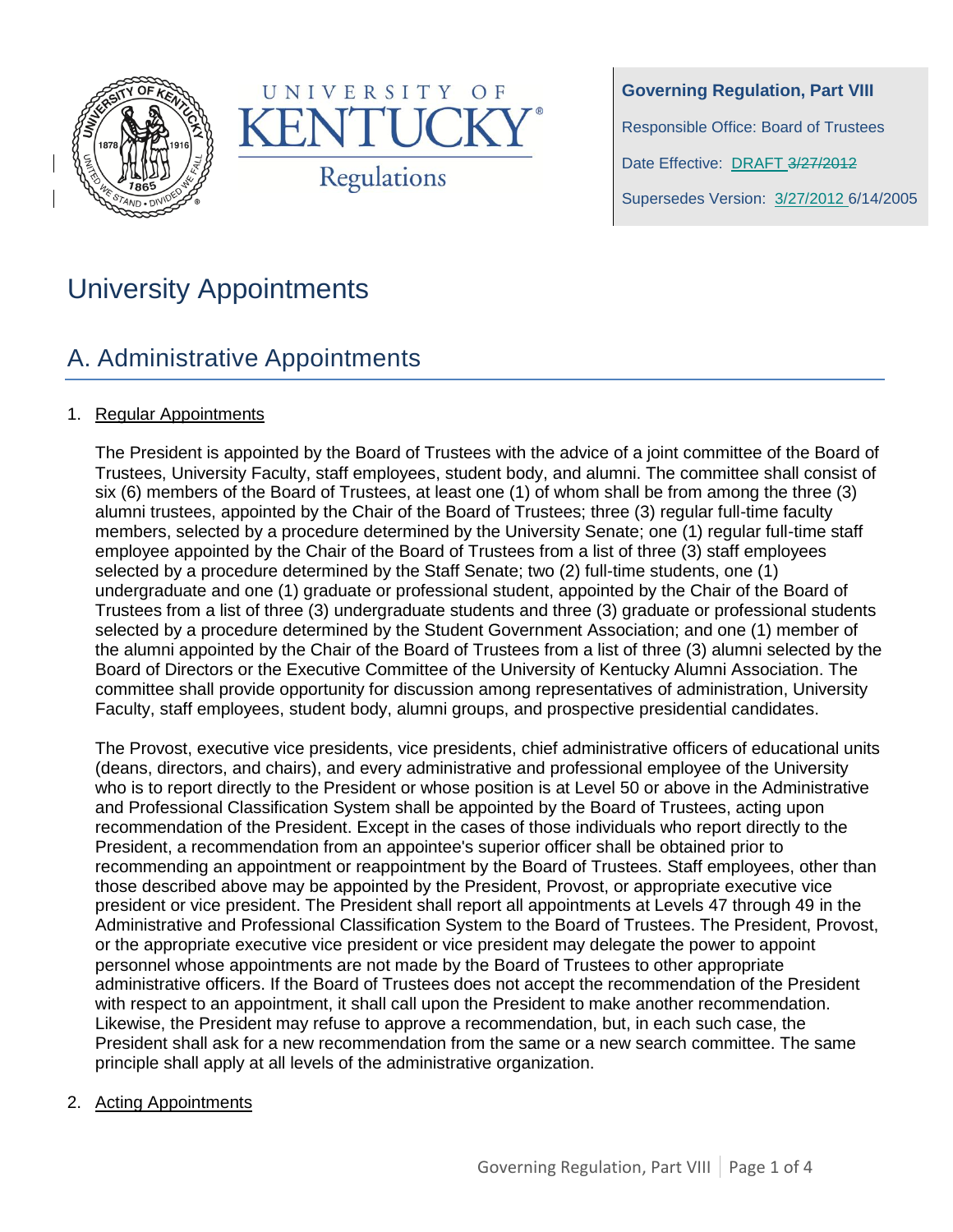**Governing Regulation, Part VIII**

Responsible Office: Board of Trustees

Date Effective: DRAFT ~~3/27/2012~~

Supersedes Version: 3/27/2012 6/14/2005

# University Appointments

## A. Administrative Appointments

1. Regular Appointments

   The President is appointed by the Board of Trustees with the advice of a joint committee of the Board of Trustees, University Faculty, staff employees, student body, and alumni. The committee shall consist of six (6) members of the Board of Trustees, at least one (1) of whom shall be from among the three (3) alumni trustees, appointed by the Chair of the Board of Trustees; three (3) regular full-time faculty members, selected by a procedure determined by the University Senate; one (1) regular full-time staff employee appointed by the Chair of the Board of Trustees from a list of three (3) staff employees selected by a procedure determined by the Staff Senate; two (2) full-time students, one (1) undergraduate and one (1) graduate or professional student, appointed by the Chair of the Board of Trustees from a list of three (3) undergraduate students and three (3) graduate or professional students selected by a procedure determined by the Student Government Association; and one (1) member of the alumni appointed by the Chair of the Board of Trustees from a list of three (3) alumni selected by the Board of Directors or the Executive Committee of the University of Kentucky Alumni Association. The committee shall provide opportunity for discussion among representatives of administration, University Faculty, staff employees, student body, alumni groups, and prospective presidential candidates.

   The Provost, executive vice presidents, vice presidents, chief administrative officers of educational units (deans, directors, and chairs), and every administrative and professional employee of the University who is to report directly to the President or whose position is at Level 50 or above in the Administrative and Professional Classification System shall be appointed by the Board of Trustees, acting upon recommendation of the President. Except in the cases of those individuals who report directly to the President, a recommendation from an appointee's superior officer shall be obtained prior to recommending an appointment or reappointment by the Board of Trustees. Staff employees, other than those described above may be appointed by the President, Provost, or appropriate executive vice president or vice president. The President shall report all appointments at Levels 47 through 49 in the Administrative and Professional Classification System to the Board of Trustees. The President, Provost, or the appropriate executive vice president or vice president may delegate the power to appoint personnel whose appointments are not made by the Board of Trustees to other appropriate administrative officers. If the Board of Trustees does not accept the recommendation of the President with respect to an appointment, it shall call upon the President to make another recommendation. Likewise, the President may refuse to approve a recommendation, but, in each such case, the President shall ask for a new recommendation from the same or a new search committee. The same principle shall apply at all levels of the administrative organization.

2. Acting Appointments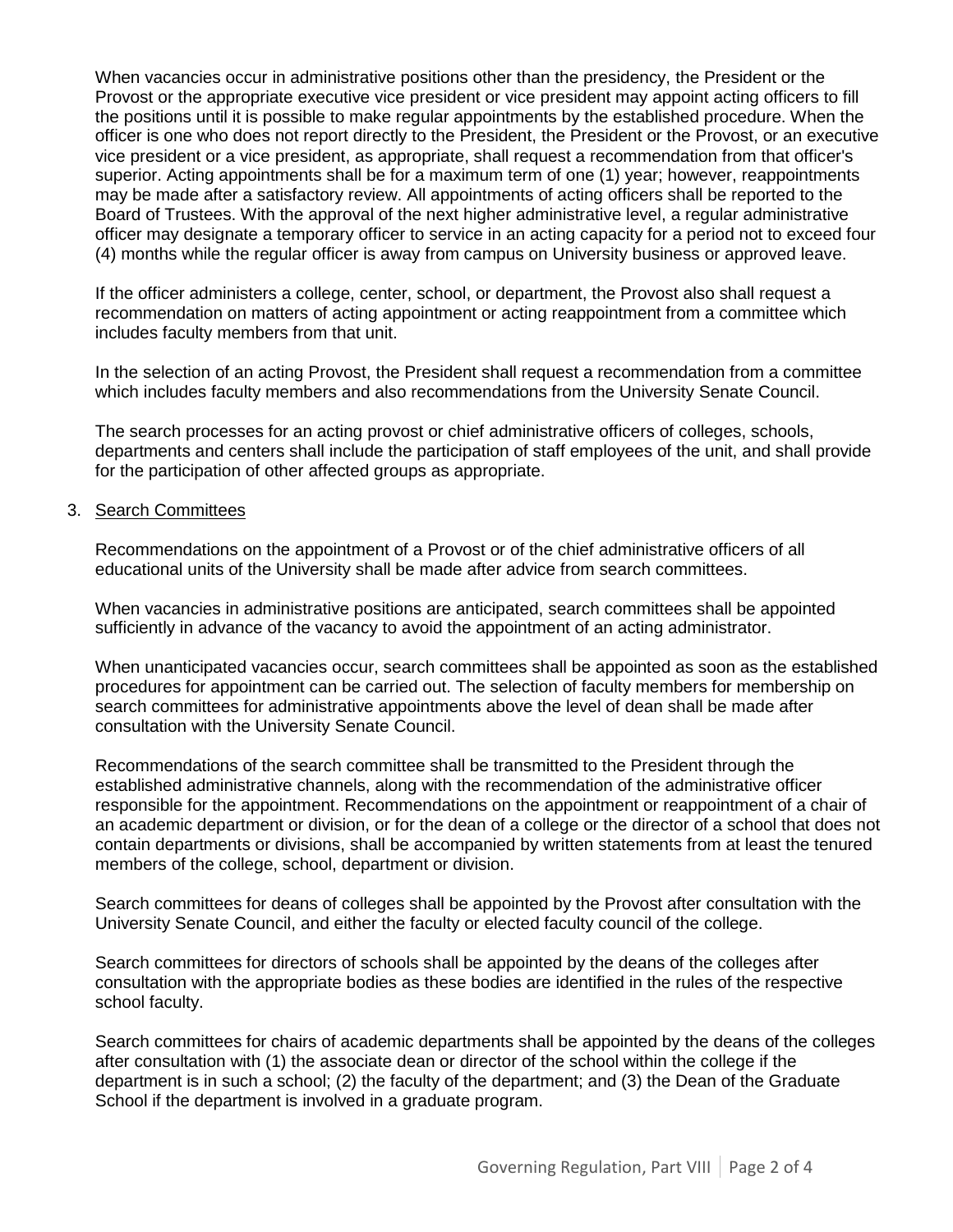When vacancies occur in administrative positions other than the presidency, the President or the Provost or the appropriate executive vice president or vice president may appoint acting officers to fill the positions until it is possible to make regular appointments by the established procedure. When the officer is one who does not report directly to the President, the President or the Provost, or an executive vice president or a vice president, as appropriate, shall request a recommendation from that officer's superior. Acting appointments shall be for a maximum term of one (1) year; however, reappointments may be made after a satisfactory review. All appointments of acting officers shall be reported to the Board of Trustees. With the approval of the next higher administrative level, a regular administrative officer may designate a temporary officer to service in an acting capacity for a period not to exceed four (4) months while the regular officer is away from campus on University business or approved leave.

If the officer administers a college, center, school, or department, the Provost also shall request a recommendation on matters of acting appointment or acting reappointment from a committee which includes faculty members from that unit.

In the selection of an acting Provost, the President shall request a recommendation from a committee which includes faculty members and also recommendations from the University Senate Council.

The search processes for an acting provost or chief administrative officers of colleges, schools, departments and centers shall include the participation of staff employees of the unit, and shall provide for the participation of other affected groups as appropriate.

3. Search Committees

Recommendations on the appointment of a Provost or of the chief administrative officers of all educational units of the University shall be made after advice from search committees.

When vacancies in administrative positions are anticipated, search committees shall be appointed sufficiently in advance of the vacancy to avoid the appointment of an acting administrator.

When unanticipated vacancies occur, search committees shall be appointed as soon as the established procedures for appointment can be carried out. The selection of faculty members for membership on search committees for administrative appointments above the level of dean shall be made after consultation with the University Senate Council.

Recommendations of the search committee shall be transmitted to the President through the established administrative channels, along with the recommendation of the administrative officer responsible for the appointment. Recommendations on the appointment or reappointment of a chair of an academic department or division, or for the dean of a college or the director of a school that does not contain departments or divisions, shall be accompanied by written statements from at least the tenured members of the college, school, department or division.

Search committees for deans of colleges shall be appointed by the Provost after consultation with the University Senate Council, and either the faculty or elected faculty council of the college.

Search committees for directors of schools shall be appointed by the deans of the colleges after consultation with the appropriate bodies as these bodies are identified in the rules of the respective school faculty.

Search committees for chairs of academic departments shall be appointed by the deans of the colleges after consultation with (1) the associate dean or director of the school within the college if the department is in such a school; (2) the faculty of the department; and (3) the Dean of the Graduate School if the department is involved in a graduate program.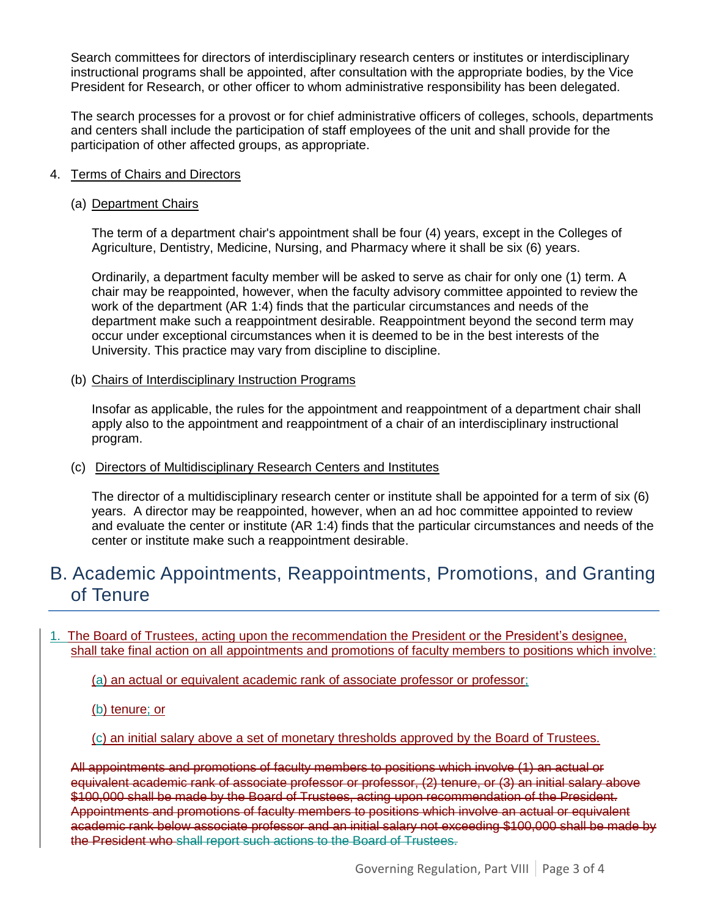Search committees for directors of interdisciplinary research centers or institutes or interdisciplinary instructional programs shall be appointed, after consultation with the appropriate bodies, by the Vice President for Research, or other officer to whom administrative responsibility has been delegated.

The search processes for a provost or for chief administrative officers of colleges, schools, departments and centers shall include the participation of staff employees of the unit and shall provide for the participation of other affected groups, as appropriate.

4. Terms of Chairs and Directors

   (a) Department Chairs

   The term of a department chair's appointment shall be four (4) years, except in the Colleges of Agriculture, Dentistry, Medicine, Nursing, and Pharmacy where it shall be six (6) years.

   Ordinarily, a department faculty member will be asked to serve as chair for only one (1) term. A chair may be reappointed, however, when the faculty advisory committee appointed to review the work of the department (AR 1:4) finds that the particular circumstances and needs of the department make such a reappointment desirable. Reappointment beyond the second term may occur under exceptional circumstances when it is deemed to be in the best interests of the University. This practice may vary from discipline to discipline.

   (b) Chairs of Interdisciplinary Instruction Programs

   Insofar as applicable, the rules for the appointment and reappointment of a department chair shall apply also to the appointment and reappointment of a chair of an interdisciplinary instructional program.

   (c) Directors of Multidisciplinary Research Centers and Institutes

   The director of a multidisciplinary research center or institute shall be appointed for a term of six (6) years. A director may be reappointed, however, when an ad hoc committee appointed to review and evaluate the center or institute (AR 1:4) finds that the particular circumstances and needs of the center or institute make such a reappointment desirable.

## B. Academic Appointments, Reappointments, Promotions, and Granting of Tenure

1. The Board of Trustees, acting upon the recommendation the President or the President's designee, shall take final action on all appointments and promotions of faculty members to positions which involve:

   (a) an actual or equivalent academic rank of associate professor or professor;

   (b) tenure; or

   (c) an initial salary above a set of monetary thresholds approved by the Board of Trustees.

   ~~All appointments and promotions of faculty members to positions which involve (1) an actual or equivalent academic rank of associate professor or professor, (2) tenure, or (3) an initial salary above $100,000 shall be made by the Board of Trustees, acting upon recommendation of the President. Appointments and promotions of faculty members to positions which involve an actual or equivalent academic rank below associate professor and an initial salary not exceeding $100,000 shall be made by the President who shall report such actions to the Board of Trustees.~~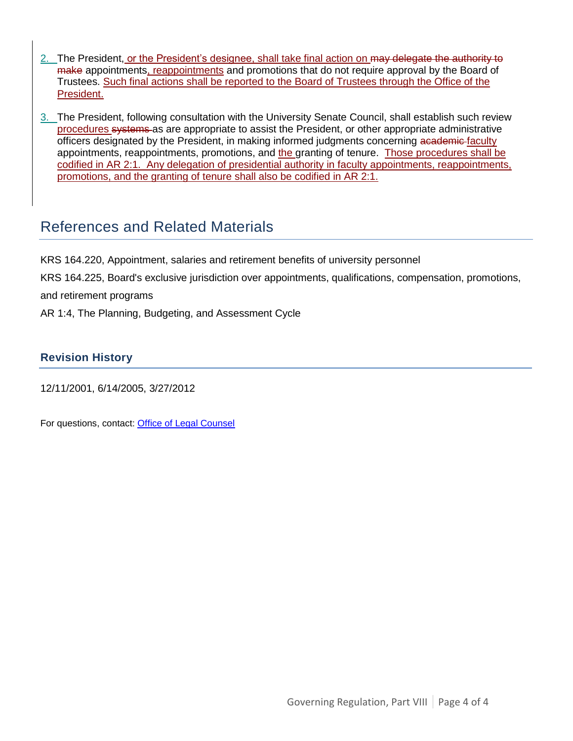2. The President, or the President's designee, shall take final action on ~~may delegate the authority to make~~ appointments, reappointments and promotions that do not require approval by the Board of Trustees. Such final actions shall be reported to the Board of Trustees through the Office of the President.

3. The President, following consultation with the University Senate Council, shall establish such review procedures ~~systems~~ as are appropriate to assist the President, or other appropriate administrative officers designated by the President, in making informed judgments concerning ~~academic~~ faculty appointments, reappointments, promotions, and the granting of tenure. Those procedures shall be codified in AR 2:1. Any delegation of presidential authority in faculty appointments, reappointments, promotions, and the granting of tenure shall also be codified in AR 2:1.

## References and Related Materials

KRS 164.220, Appointment, salaries and retirement benefits of university personnel

KRS 164.225, Board's exclusive jurisdiction over appointments, qualifications, compensation, promotions, and retirement programs

AR 1:4, The Planning, Budgeting, and Assessment Cycle

### Revision History

12/11/2001, 6/14/2005, 3/27/2012

For questions, contact: Office of Legal Counsel